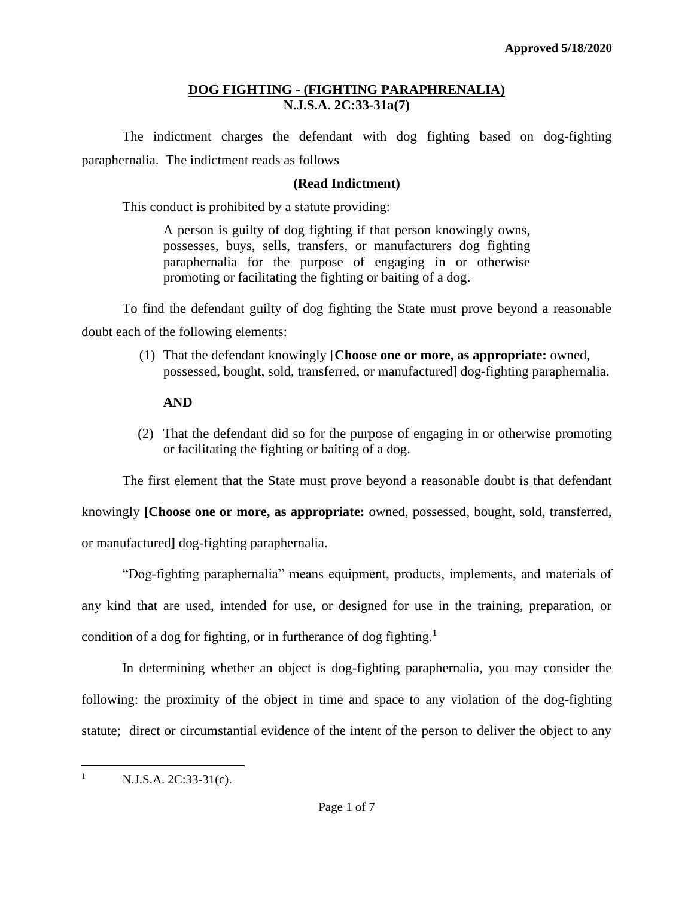**Approved 5/18/2020**

# DOG FIGHTING - (FIGHTING PARAPHRENALIA)
## N.J.S.A. 2C:33-31a(7)

The indictment charges the defendant with dog fighting based on dog-fighting paraphernalia. The indictment reads as follows

**(Read Indictment)**

This conduct is prohibited by a statute providing:

> A person is guilty of dog fighting if that person knowingly owns, possesses, buys, sells, transfers, or manufacturers dog fighting paraphernalia for the purpose of engaging in or otherwise promoting or facilitating the fighting or baiting of a dog.

To find the defendant guilty of dog fighting the State must prove beyond a reasonable doubt each of the following elements:

(1) That the defendant knowingly [**Choose one or more, as appropriate:** owned, possessed, bought, sold, transferred, or manufactured] dog-fighting paraphernalia.

**AND**

(2) That the defendant did so for the purpose of engaging in or otherwise promoting or facilitating the fighting or baiting of a dog.

The first element that the State must prove beyond a reasonable doubt is that defendant knowingly **[Choose one or more, as appropriate:** owned, possessed, bought, sold, transferred, or manufactured**]** dog-fighting paraphernalia.

"Dog-fighting paraphernalia" means equipment, products, implements, and materials of any kind that are used, intended for use, or designed for use in the training, preparation, or condition of a dog for fighting, or in furtherance of dog fighting.[1]

In determining whether an object is dog-fighting paraphernalia, you may consider the following: the proximity of the object in time and space to any violation of the dog-fighting statute; direct or circumstantial evidence of the intent of the person to deliver the object to any

---

[1] N.J.S.A. 2C:33-31(c).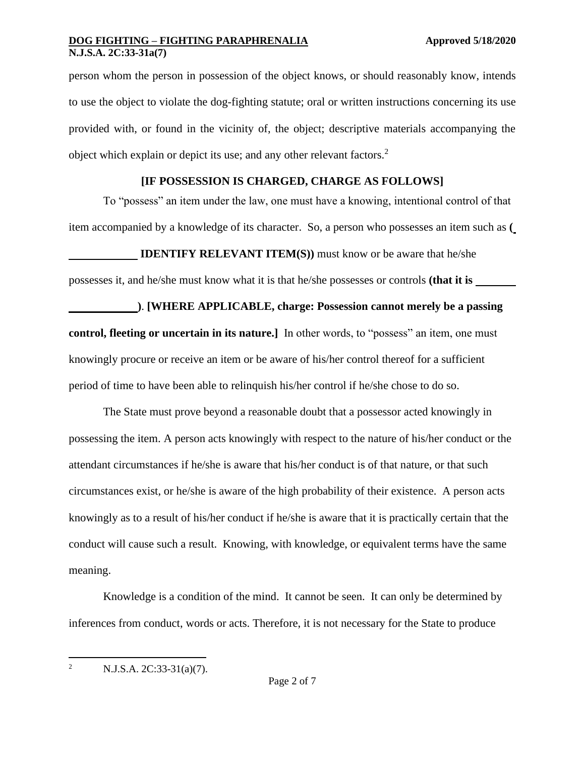person whom the person in possession of the object knows, or should reasonably know, intends to use the object to violate the dog-fighting statute; oral or written instructions concerning its use provided with, or found in the vicinity of, the object; descriptive materials accompanying the object which explain or depict its use; and any other relevant factors.[2]

**[IF POSSESSION IS CHARGED, CHARGE AS FOLLOWS]**

To "possess" an item under the law, one must have a knowing, intentional control of that item accompanied by a knowledge of its character. So, a person who possesses an item such as **(\_\_\_\_\_\_\_\_\_\_\_\_ IDENTIFY RELEVANT ITEM(S))** must know or be aware that he/she possesses it, and he/she must know what it is that he/she possesses or controls **(that it is \_\_\_\_\_\_\_\_\_\_\_\_\_\_\_\_\_\_\_)**. **[WHERE APPLICABLE, charge: Possession cannot merely be a passing control, fleeting or uncertain in its nature.]** In other words, to "possess" an item, one must knowingly procure or receive an item or be aware of his/her control thereof for a sufficient period of time to have been able to relinquish his/her control if he/she chose to do so.

The State must prove beyond a reasonable doubt that a possessor acted knowingly in possessing the item. A person acts knowingly with respect to the nature of his/her conduct or the attendant circumstances if he/she is aware that his/her conduct is of that nature, or that such circumstances exist, or he/she is aware of the high probability of their existence. A person acts knowingly as to a result of his/her conduct if he/she is aware that it is practically certain that the conduct will cause such a result. Knowing, with knowledge, or equivalent terms have the same meaning.

Knowledge is a condition of the mind. It cannot be seen. It can only be determined by inferences from conduct, words or acts. Therefore, it is not necessary for the State to produce

---

[2] N.J.S.A. 2C:33-31(a)(7).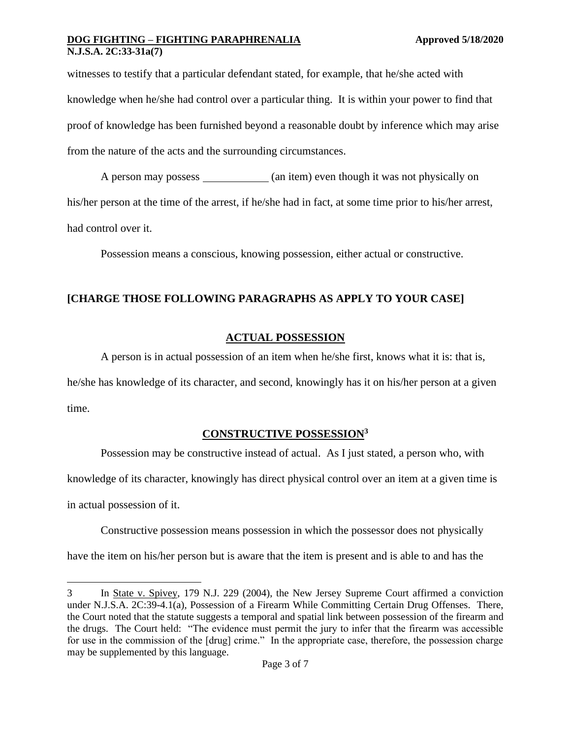witnesses to testify that a particular defendant stated, for example, that he/she acted with knowledge when he/she had control over a particular thing. It is within your power to find that proof of knowledge has been furnished beyond a reasonable doubt by inference which may arise from the nature of the acts and the surrounding circumstances.

A person may possess ____________ (an item) even though it was not physically on his/her person at the time of the arrest, if he/she had in fact, at some time prior to his/her arrest, had control over it.

Possession means a conscious, knowing possession, either actual or constructive.

**[CHARGE THOSE FOLLOWING PARAGRAPHS AS APPLY TO YOUR CASE]**

## ACTUAL POSSESSION

A person is in actual possession of an item when he/she first, knows what it is: that is, he/she has knowledge of its character, and second, knowingly has it on his/her person at a given time.

## CONSTRUCTIVE POSSESSION[3]

Possession may be constructive instead of actual. As I just stated, a person who, with knowledge of its character, knowingly has direct physical control over an item at a given time is in actual possession of it.

Constructive possession means possession in which the possessor does not physically have the item on his/her person but is aware that the item is present and is able to and has the

---

3 In State v. Spivey, 179 N.J. 229 (2004), the New Jersey Supreme Court affirmed a conviction under N.J.S.A. 2C:39-4.1(a), Possession of a Firearm While Committing Certain Drug Offenses. There, the Court noted that the statute suggests a temporal and spatial link between possession of the firearm and the drugs. The Court held: "The evidence must permit the jury to infer that the firearm was accessible for use in the commission of the [drug] crime." In the appropriate case, therefore, the possession charge may be supplemented by this language.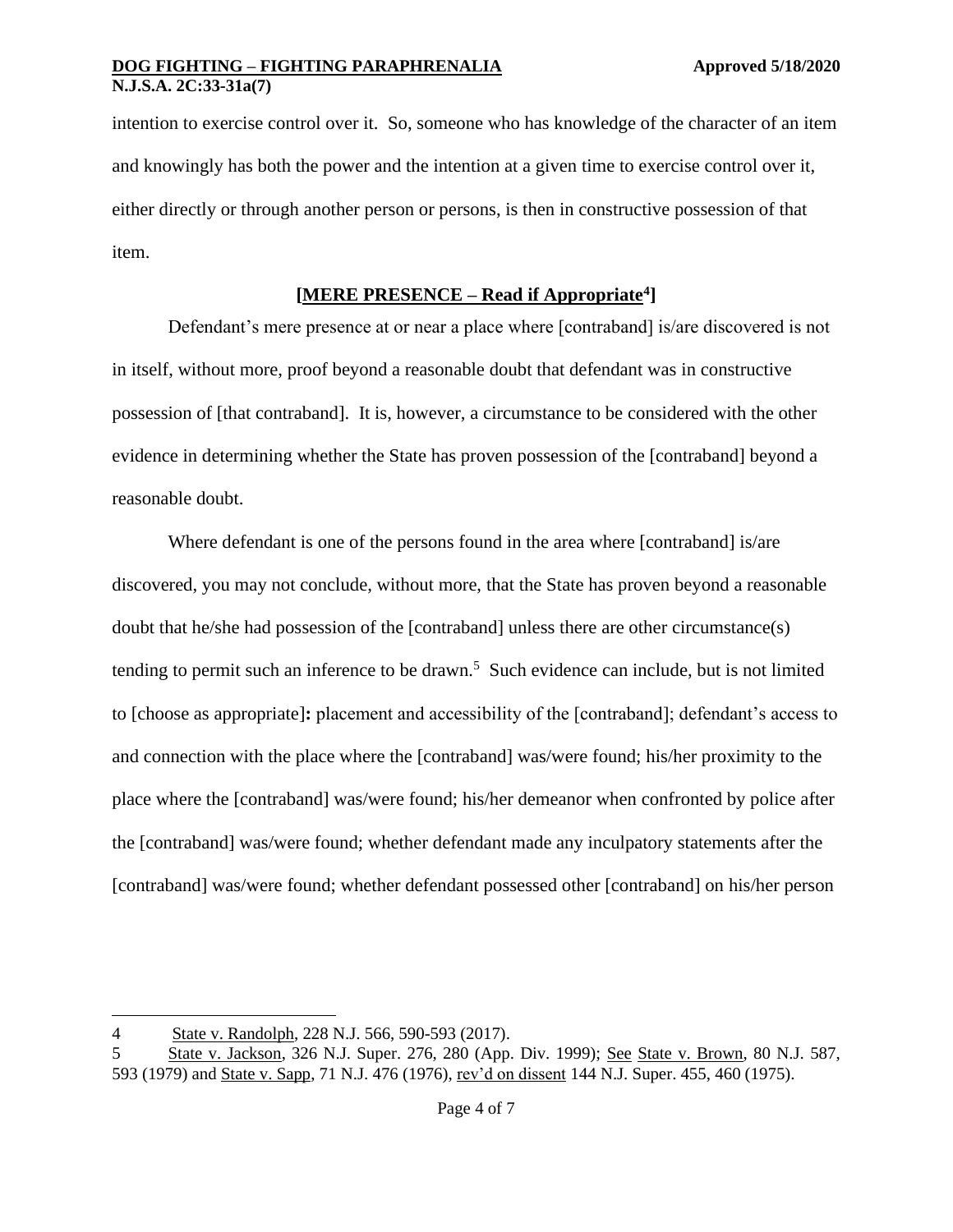intention to exercise control over it. So, someone who has knowledge of the character of an item and knowingly has both the power and the intention at a given time to exercise control over it, either directly or through another person or persons, is then in constructive possession of that item.

**[MERE PRESENCE – Read if Appropriate[4]]**

Defendant's mere presence at or near a place where [contraband] is/are discovered is not in itself, without more, proof beyond a reasonable doubt that defendant was in constructive possession of [that contraband]. It is, however, a circumstance to be considered with the other evidence in determining whether the State has proven possession of the [contraband] beyond a reasonable doubt.

Where defendant is one of the persons found in the area where [contraband] is/are discovered, you may not conclude, without more, that the State has proven beyond a reasonable doubt that he/she had possession of the [contraband] unless there are other circumstance(s) tending to permit such an inference to be drawn.[5] Such evidence can include, but is not limited to [choose as appropriate]**:** placement and accessibility of the [contraband]; defendant's access to and connection with the place where the [contraband] was/were found; his/her proximity to the place where the [contraband] was/were found; his/her demeanor when confronted by police after the [contraband] was/were found; whether defendant made any inculpatory statements after the [contraband] was/were found; whether defendant possessed other [contraband] on his/her person

---

4 State v. Randolph, 228 N.J. 566, 590-593 (2017).

5 State v. Jackson, 326 N.J. Super. 276, 280 (App. Div. 1999); See State v. Brown, 80 N.J. 587, 593 (1979) and State v. Sapp, 71 N.J. 476 (1976), rev'd on dissent 144 N.J. Super. 455, 460 (1975).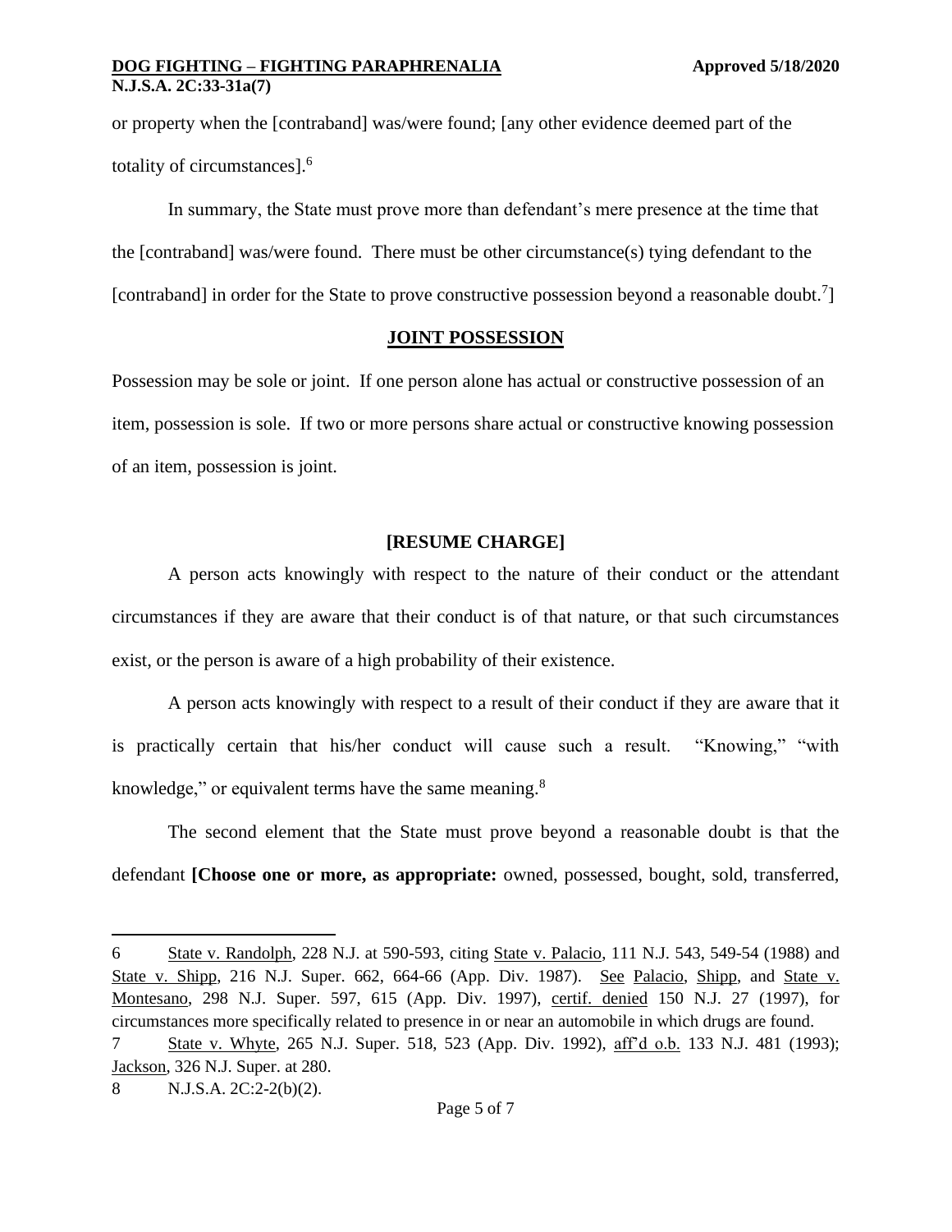or property when the [contraband] was/were found; [any other evidence deemed part of the totality of circumstances].[6]

In summary, the State must prove more than defendant's mere presence at the time that the [contraband] was/were found. There must be other circumstance(s) tying defendant to the [contraband] in order for the State to prove constructive possession beyond a reasonable doubt.[7]]

**JOINT POSSESSION**

Possession may be sole or joint. If one person alone has actual or constructive possession of an item, possession is sole. If two or more persons share actual or constructive knowing possession of an item, possession is joint.

**[RESUME CHARGE]**

A person acts knowingly with respect to the nature of their conduct or the attendant circumstances if they are aware that their conduct is of that nature, or that such circumstances exist, or the person is aware of a high probability of their existence.

A person acts knowingly with respect to a result of their conduct if they are aware that it is practically certain that his/her conduct will cause such a result. "Knowing," "with knowledge," or equivalent terms have the same meaning.[8]

The second element that the State must prove beyond a reasonable doubt is that the defendant **[Choose one or more, as appropriate:** owned, possessed, bought, sold, transferred,

---

6 State v. Randolph, 228 N.J. at 590-593, citing State v. Palacio, 111 N.J. 543, 549-54 (1988) and State v. Shipp, 216 N.J. Super. 662, 664-66 (App. Div. 1987). See Palacio, Shipp, and State v. Montesano, 298 N.J. Super. 597, 615 (App. Div. 1997), certif. denied 150 N.J. 27 (1997), for circumstances more specifically related to presence in or near an automobile in which drugs are found.

7 State v. Whyte, 265 N.J. Super. 518, 523 (App. Div. 1992), aff'd o.b. 133 N.J. 481 (1993); Jackson, 326 N.J. Super. at 280.

8 N.J.S.A. 2C:2-2(b)(2).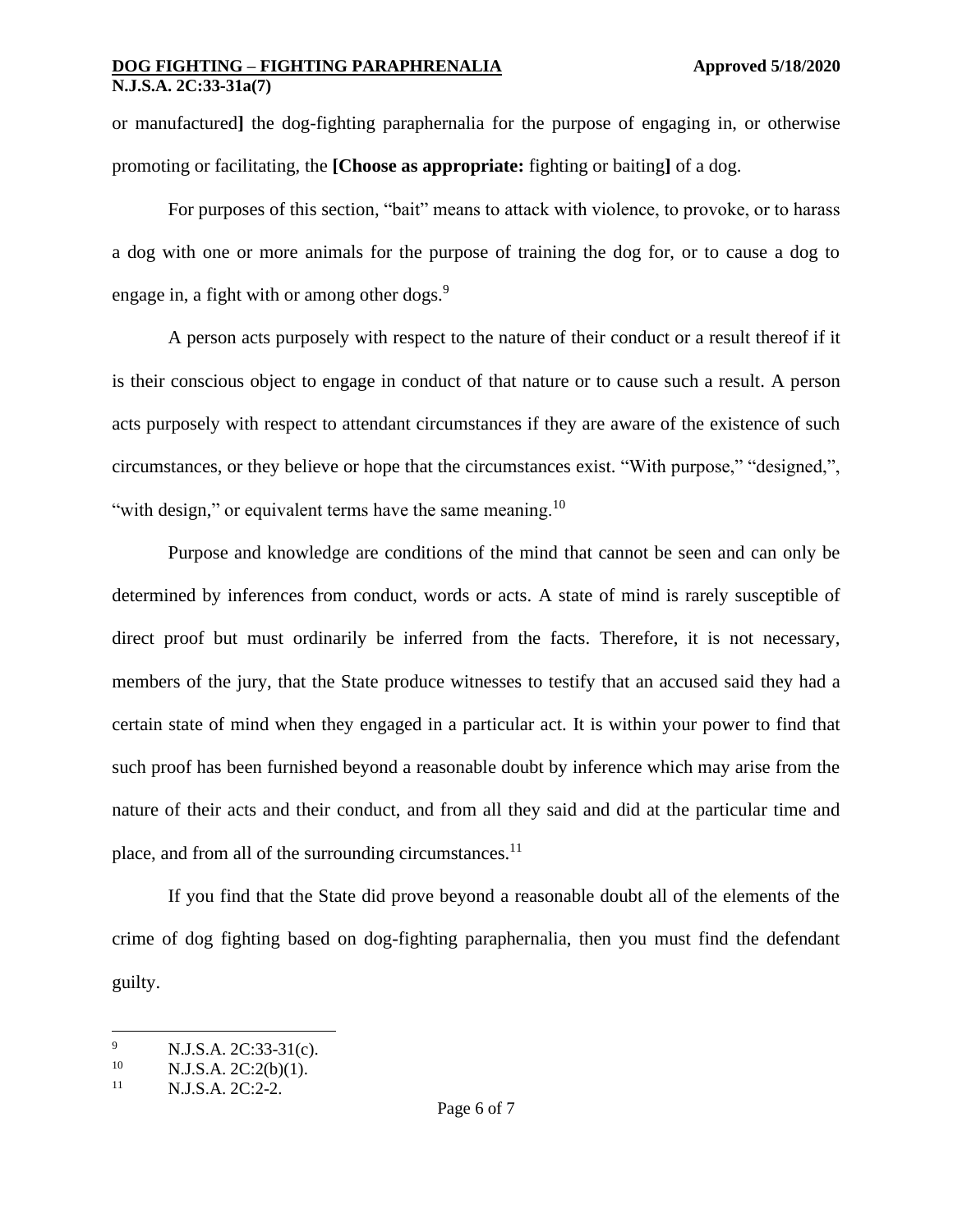or manufactured**]** the dog-fighting paraphernalia for the purpose of engaging in, or otherwise promoting or facilitating, the **[Choose as appropriate:** fighting or baiting**]** of a dog.

For purposes of this section, "bait" means to attack with violence, to provoke, or to harass a dog with one or more animals for the purpose of training the dog for, or to cause a dog to engage in, a fight with or among other dogs.[9]

A person acts purposely with respect to the nature of their conduct or a result thereof if it is their conscious object to engage in conduct of that nature or to cause such a result. A person acts purposely with respect to attendant circumstances if they are aware of the existence of such circumstances, or they believe or hope that the circumstances exist. "With purpose," "designed,", "with design," or equivalent terms have the same meaning.[10]

Purpose and knowledge are conditions of the mind that cannot be seen and can only be determined by inferences from conduct, words or acts. A state of mind is rarely susceptible of direct proof but must ordinarily be inferred from the facts. Therefore, it is not necessary, members of the jury, that the State produce witnesses to testify that an accused said they had a certain state of mind when they engaged in a particular act. It is within your power to find that such proof has been furnished beyond a reasonable doubt by inference which may arise from the nature of their acts and their conduct, and from all they said and did at the particular time and place, and from all of the surrounding circumstances.[11]

If you find that the State did prove beyond a reasonable doubt all of the elements of the crime of dog fighting based on dog-fighting paraphernalia, then you must find the defendant guilty.

---

[9] N.J.S.A. 2C:33-31(c).

[10] N.J.S.A. 2C:2(b)(1).

[11] N.J.S.A. 2C:2-2.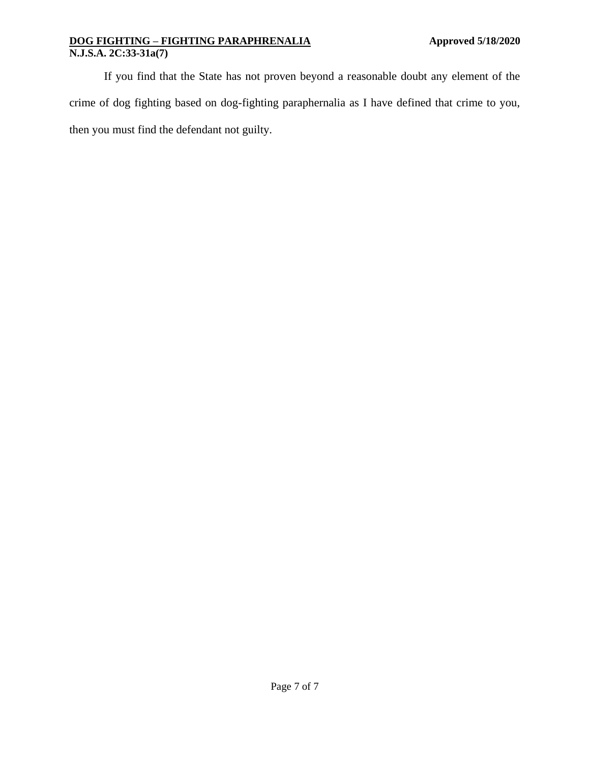If you find that the State has not proven beyond a reasonable doubt any element of the crime of dog fighting based on dog-fighting paraphernalia as I have defined that crime to you, then you must find the defendant not guilty.